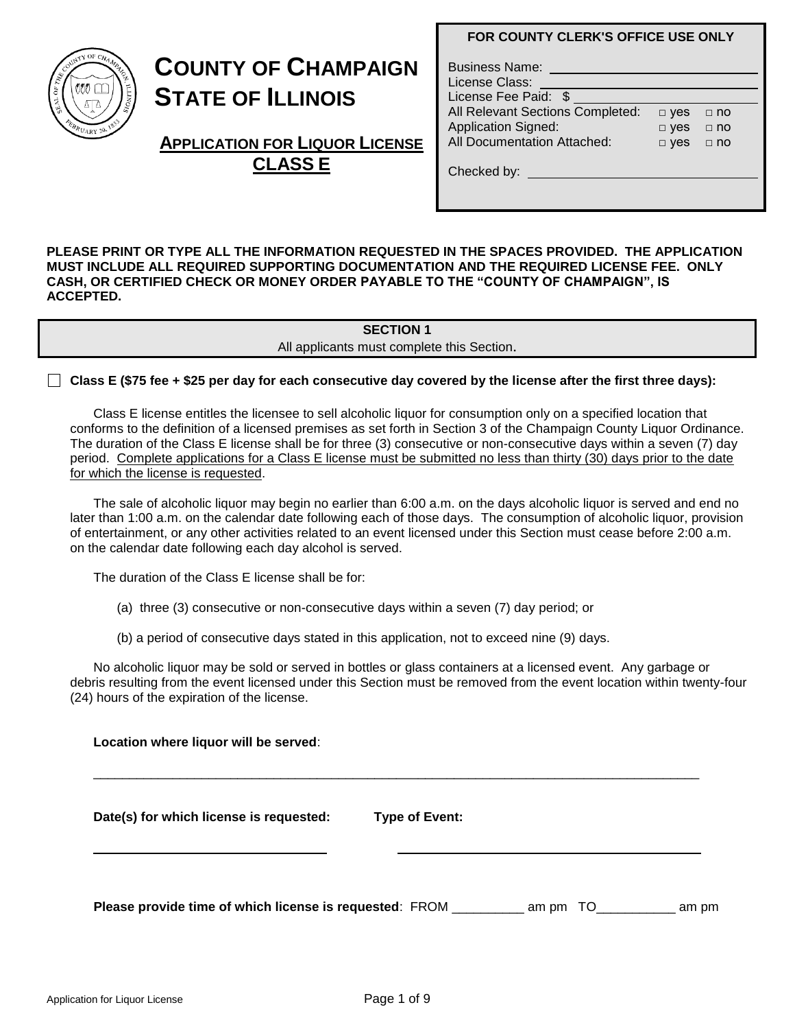# COUNTY OF CHAMPAIGN STATE OF ILLINOIS

## APPLICATION FOR LIQUOR LICENSE CLASS E

**FOR COUNTY CLERK'S OFFICE USE ONLY**

Business Name: ______________________

License Class: ______________________

License Fee Paid: $ ______________________

All Relevant Sections Completed: □ yes □ no

Application Signed: □ yes □ no

All Documentation Attached: □ yes □ no

Checked by: ______________________

**PLEASE PRINT OR TYPE ALL THE INFORMATION REQUESTED IN THE SPACES PROVIDED. THE APPLICATION MUST INCLUDE ALL REQUIRED SUPPORTING DOCUMENTATION AND THE REQUIRED LICENSE FEE. ONLY CASH, OR CERTIFIED CHECK OR MONEY ORDER PAYABLE TO THE "COUNTY OF CHAMPAIGN", IS ACCEPTED.**

**SECTION 1**

All applicants must complete this Section.

☐ **Class E ($75 fee + $25 per day for each consecutive day covered by the license after the first three days):**

Class E license entitles the licensee to sell alcoholic liquor for consumption only on a specified location that conforms to the definition of a licensed premises as set forth in Section 3 of the Champaign County Liquor Ordinance. The duration of the Class E license shall be for three (3) consecutive or non-consecutive days within a seven (7) day period. Complete applications for a Class E license must be submitted no less than thirty (30) days prior to the date for which the license is requested.

The sale of alcoholic liquor may begin no earlier than 6:00 a.m. on the days alcoholic liquor is served and end no later than 1:00 a.m. on the calendar date following each of those days. The consumption of alcoholic liquor, provision of entertainment, or any other activities related to an event licensed under this Section must cease before 2:00 a.m. on the calendar date following each day alcohol is served.

The duration of the Class E license shall be for:

(a) three (3) consecutive or non-consecutive days within a seven (7) day period; or

(b) a period of consecutive days stated in this application, not to exceed nine (9) days.

No alcoholic liquor may be sold or served in bottles or glass containers at a licensed event. Any garbage or debris resulting from the event licensed under this Section must be removed from the event location within twenty-four (24) hours of the expiration of the license.

**Location where liquor will be served**:

______________________________________________________________________

**Date(s) for which license is requested:** ______________________ **Type of Event:** ______________________

**Please provide time of which license is requested**: FROM __________ am pm TO___________ am pm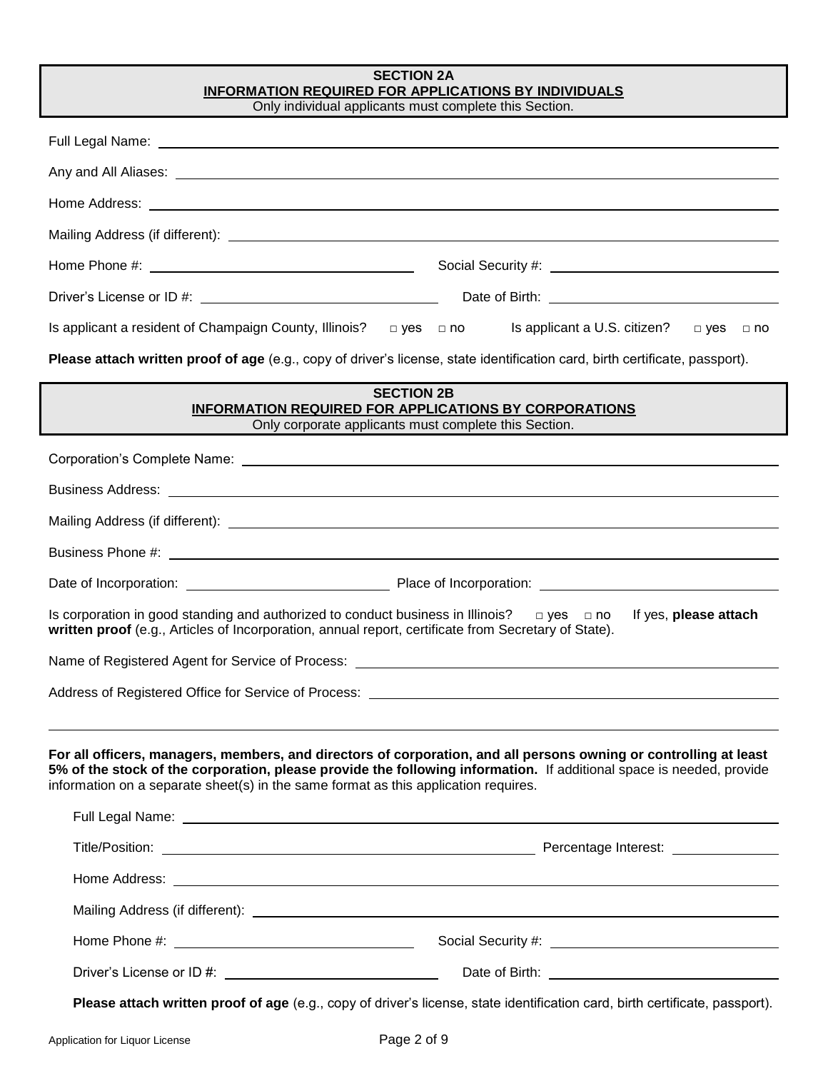## SECTION 2A

### INFORMATION REQUIRED FOR APPLICATIONS BY INDIVIDUALS

Only individual applicants must complete this Section.

Full Legal Name: ______________________________________________

Any and All Aliases: ______________________________________________

Home Address: ______________________________________________

Mailing Address (if different): ______________________________________________

Home Phone #: ______________________ Social Security #: ______________________

Driver's License or ID #: ______________________ Date of Birth: ______________________

Is applicant a resident of Champaign County, Illinois? □ yes □ no Is applicant a U.S. citizen? □ yes □ no

**Please attach written proof of age** (e.g., copy of driver's license, state identification card, birth certificate, passport).

## SECTION 2B

### INFORMATION REQUIRED FOR APPLICATIONS BY CORPORATIONS

Only corporate applicants must complete this Section.

Corporation's Complete Name: ______________________________________________

Business Address: ______________________________________________

Mailing Address (if different): ______________________________________________

Business Phone #: ______________________________________________

Date of Incorporation: ______________________ Place of Incorporation: ______________________

Is corporation in good standing and authorized to conduct business in Illinois? □ yes □ no If yes, **please attach written proof** (e.g., Articles of Incorporation, annual report, certificate from Secretary of State).

Name of Registered Agent for Service of Process: ______________________________________________

Address of Registered Office for Service of Process: ______________________________________________

______________________________________________

**For all officers, managers, members, and directors of corporation, and all persons owning or controlling at least 5% of the stock of the corporation, please provide the following information.** If additional space is needed, provide information on a separate sheet(s) in the same format as this application requires.

Full Legal Name: ______________________________________________

Title/Position: ______________________ Percentage Interest: ______________

Home Address: ______________________________________________

Mailing Address (if different): ______________________________________________

Home Phone #: ______________________ Social Security #: ______________________

Driver's License or ID #: ______________________ Date of Birth: ______________________

**Please attach written proof of age** (e.g., copy of driver's license, state identification card, birth certificate, passport).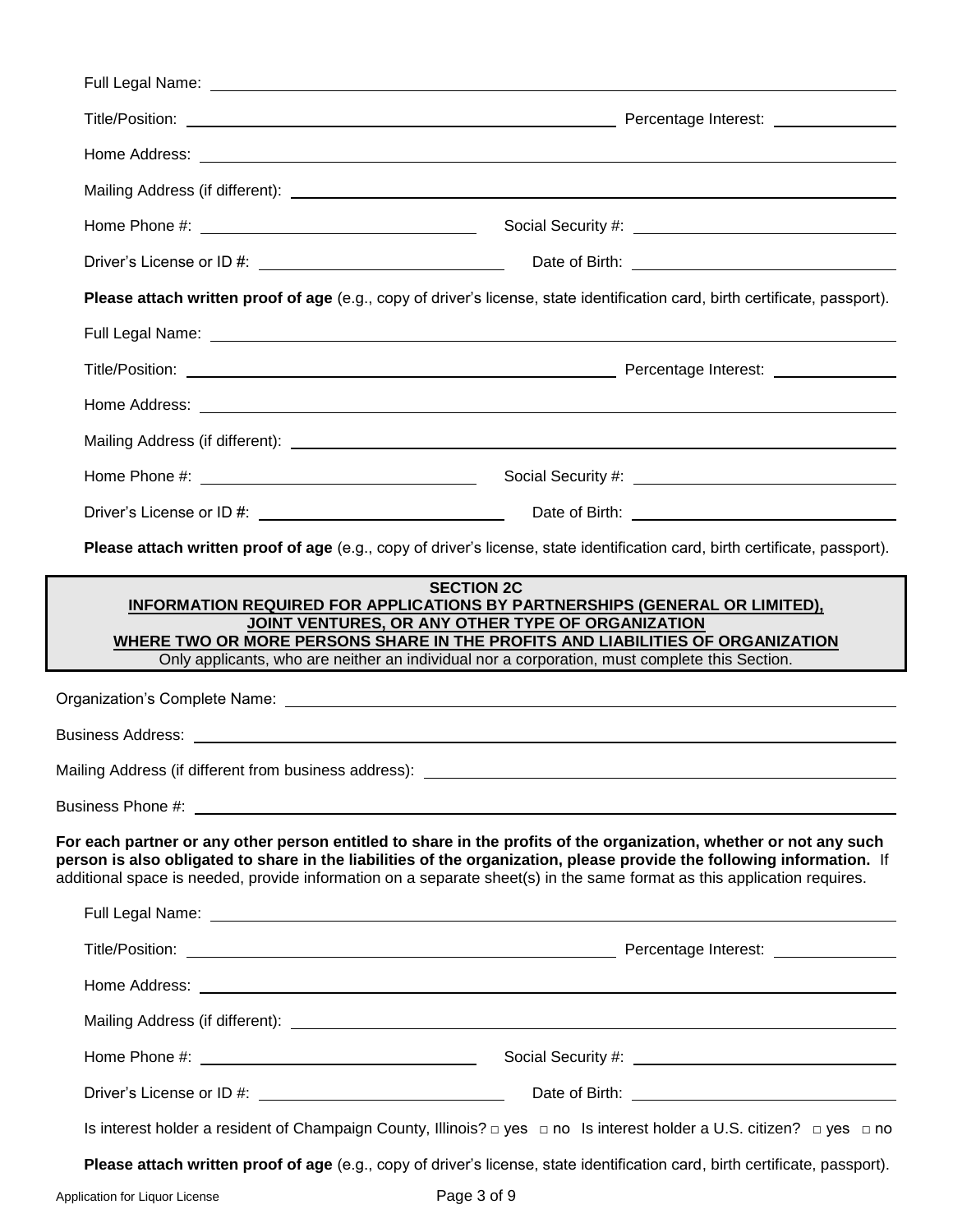Full Legal Name: ______________________________________________

Title/Position: ______________________________ Percentage Interest: ______________

Home Address: ______________________________________________

Mailing Address (if different): ______________________________________________

Home Phone #: ______________________ Social Security #: ______________________

Driver's License or ID #: ______________________ Date of Birth: ______________________

**Please attach written proof of age** (e.g., copy of driver's license, state identification card, birth certificate, passport).

Full Legal Name: ______________________________________________

Title/Position: ______________________________ Percentage Interest: ______________

Home Address: ______________________________________________

Mailing Address (if different): ______________________________________________

Home Phone #: ______________________ Social Security #: ______________________

Driver's License or ID #: ______________________ Date of Birth: ______________________

**Please attach written proof of age** (e.g., copy of driver's license, state identification card, birth certificate, passport).

## SECTION 2C

### INFORMATION REQUIRED FOR APPLICATIONS BY PARTNERSHIPS (GENERAL OR LIMITED), JOINT VENTURES, OR ANY OTHER TYPE OF ORGANIZATION WHERE TWO OR MORE PERSONS SHARE IN THE PROFITS AND LIABILITIES OF ORGANIZATION

Only applicants, who are neither an individual nor a corporation, must complete this Section.

Organization's Complete Name: ______________________________________________

Business Address: ______________________________________________

Mailing Address (if different from business address): ______________________________________________

Business Phone #: ______________________________________________

**For each partner or any other person entitled to share in the profits of the organization, whether or not any such person is also obligated to share in the liabilities of the organization, please provide the following information.** If additional space is needed, provide information on a separate sheet(s) in the same format as this application requires.

Full Legal Name: ______________________________________________

Title/Position: ______________________________ Percentage Interest: ______________

Home Address: ______________________________________________

Mailing Address (if different): ______________________________________________

Home Phone #: ______________________ Social Security #: ______________________

Driver's License or ID #: ______________________ Date of Birth: ______________________

Is interest holder a resident of Champaign County, Illinois? □ yes □ no Is interest holder a U.S. citizen? □ yes □ no

**Please attach written proof of age** (e.g., copy of driver's license, state identification card, birth certificate, passport).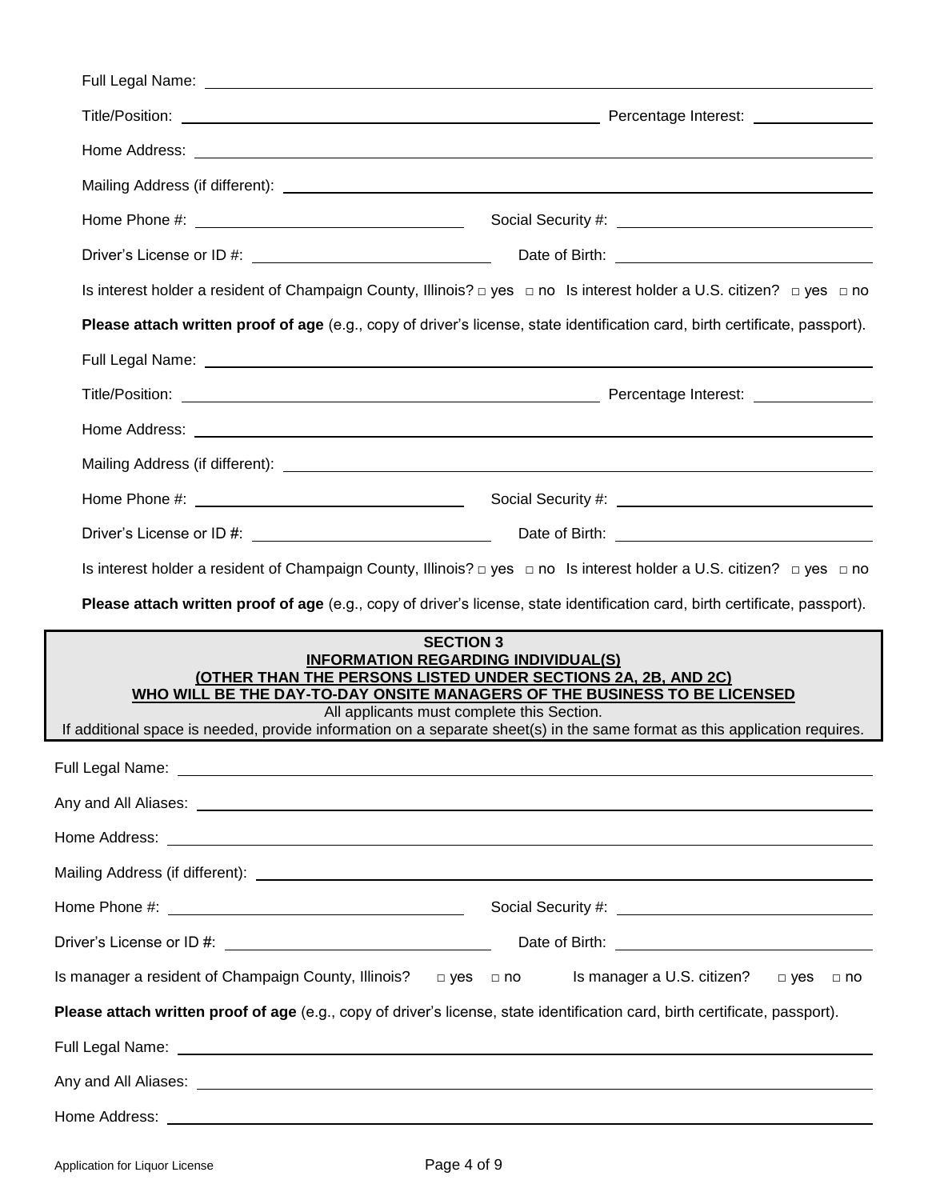Full Legal Name: ______________________________________________

Title/Position: ______________________________ Percentage Interest: ______________

Home Address: ______________________________________________

Mailing Address (if different): ______________________________________________

Home Phone #: ______________________ Social Security #: ______________________

Driver's License or ID #: ______________________ Date of Birth: ______________________

Is interest holder a resident of Champaign County, Illinois? □ yes □ no Is interest holder a U.S. citizen? □ yes □ no

**Please attach written proof of age** (e.g., copy of driver's license, state identification card, birth certificate, passport).

Full Legal Name: ______________________________________________

Title/Position: ______________________________ Percentage Interest: ______________

Home Address: ______________________________________________

Mailing Address (if different): ______________________________________________

Home Phone #: ______________________ Social Security #: ______________________

Driver's License or ID #: ______________________ Date of Birth: ______________________

Is interest holder a resident of Champaign County, Illinois? □ yes □ no Is interest holder a U.S. citizen? □ yes □ no

**Please attach written proof of age** (e.g., copy of driver's license, state identification card, birth certificate, passport).

## SECTION 3
## INFORMATION REGARDING INDIVIDUAL(S) (OTHER THAN THE PERSONS LISTED UNDER SECTIONS 2A, 2B, AND 2C) WHO WILL BE THE DAY-TO-DAY ONSITE MANAGERS OF THE BUSINESS TO BE LICENSED

All applicants must complete this Section.

If additional space is needed, provide information on a separate sheet(s) in the same format as this application requires.

Full Legal Name: ______________________________________________

Any and All Aliases: ______________________________________________

Home Address: ______________________________________________

Mailing Address (if different): ______________________________________________

Home Phone #: ______________________ Social Security #: ______________________

Driver's License or ID #: ______________________ Date of Birth: ______________________

Is manager a resident of Champaign County, Illinois? □ yes □ no Is manager a U.S. citizen? □ yes □ no

**Please attach written proof of age** (e.g., copy of driver's license, state identification card, birth certificate, passport).

Full Legal Name: ______________________________________________

Any and All Aliases: ______________________________________________

Home Address: ______________________________________________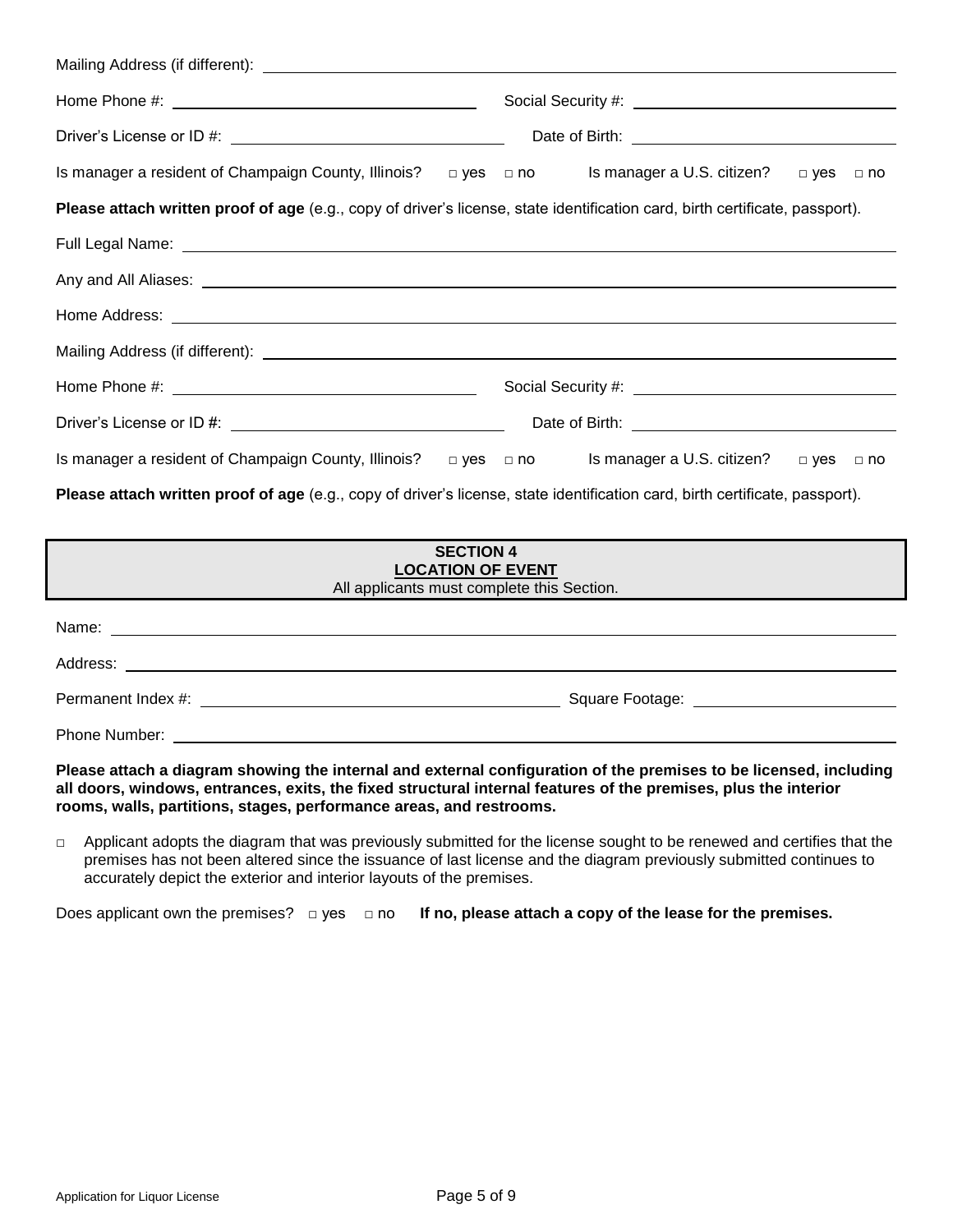Mailing Address (if different): ______________________________

Home Phone #: ______________________ Social Security #: ______________________

Driver's License or ID #: ______________________ Date of Birth: ______________________

Is manager a resident of Champaign County, Illinois? □ yes □ no Is manager a U.S. citizen? □ yes □ no

**Please attach written proof of age** (e.g., copy of driver's license, state identification card, birth certificate, passport).

Full Legal Name: ______________________________

Any and All Aliases: ______________________________

Home Address: ______________________________

Mailing Address (if different): ______________________________

Home Phone #: ______________________ Social Security #: ______________________

Driver's License or ID #: ______________________ Date of Birth: ______________________

Is manager a resident of Champaign County, Illinois? □ yes □ no Is manager a U.S. citizen? □ yes □ no

**Please attach written proof of age** (e.g., copy of driver's license, state identification card, birth certificate, passport).

## SECTION 4
## LOCATION OF EVENT

All applicants must complete this Section.

Name: ______________________________

Address: ______________________________

Permanent Index #: ______________________ Square Footage: ______________________

Phone Number: ______________________________

**Please attach a diagram showing the internal and external configuration of the premises to be licensed, including all doors, windows, entrances, exits, the fixed structural internal features of the premises, plus the interior rooms, walls, partitions, stages, performance areas, and restrooms.**

□ Applicant adopts the diagram that was previously submitted for the license sought to be renewed and certifies that the premises has not been altered since the issuance of last license and the diagram previously submitted continues to accurately depict the exterior and interior layouts of the premises.

Does applicant own the premises? □ yes □ no **If no, please attach a copy of the lease for the premises.**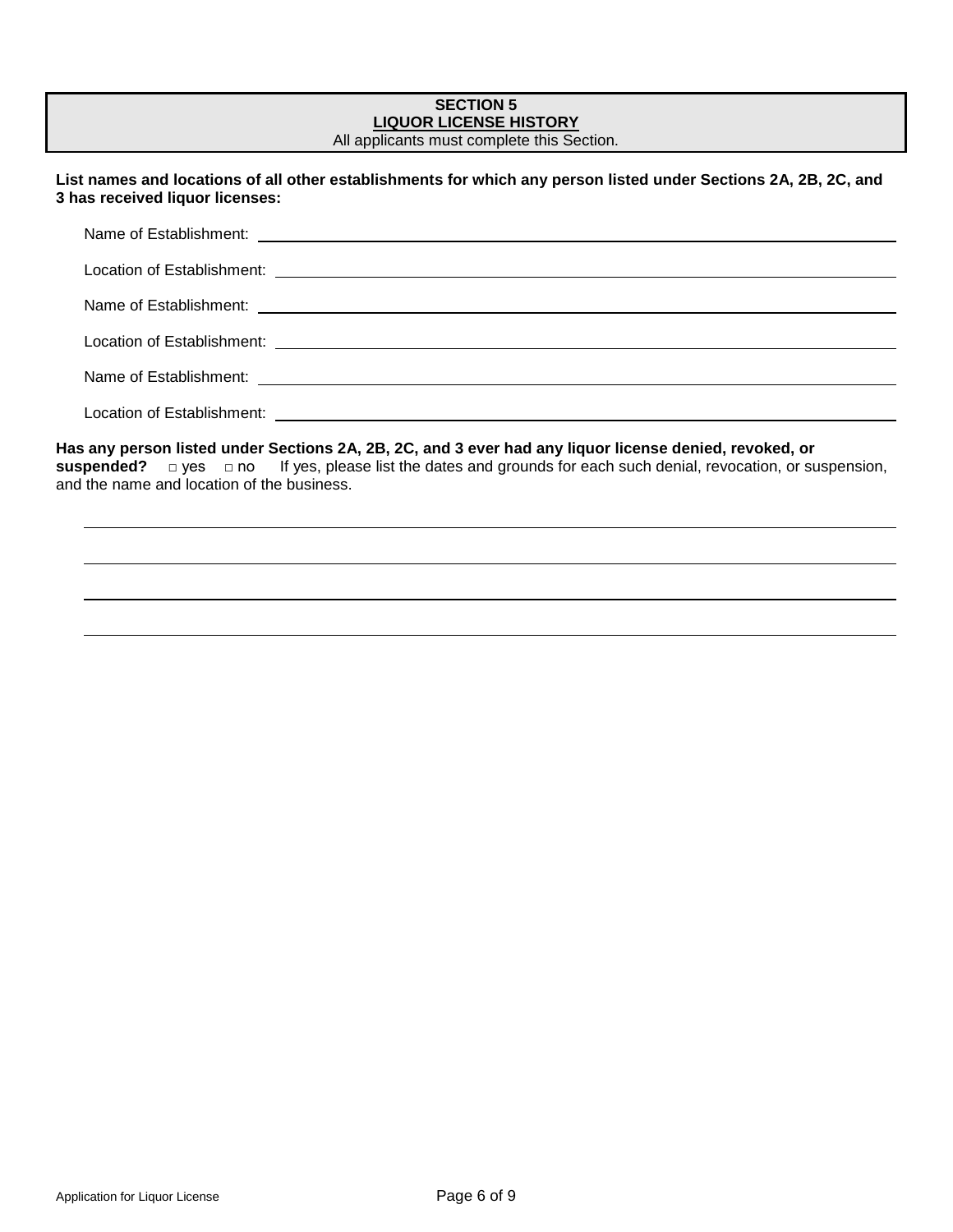## SECTION 5
## LIQUOR LICENSE HISTORY

All applicants must complete this Section.

**List names and locations of all other establishments for which any person listed under Sections 2A, 2B, 2C, and 3 has received liquor licenses:**

Name of Establishment: ____________________

Location of Establishment: ____________________

Name of Establishment: ____________________

Location of Establishment: ____________________

Name of Establishment: ____________________

Location of Establishment: ____________________

**Has any person listed under Sections 2A, 2B, 2C, and 3 ever had any liquor license denied, revoked, or suspended?** □ yes □ no If yes, please list the dates and grounds for each such denial, revocation, or suspension, and the name and location of the business.

____________________

____________________

____________________

____________________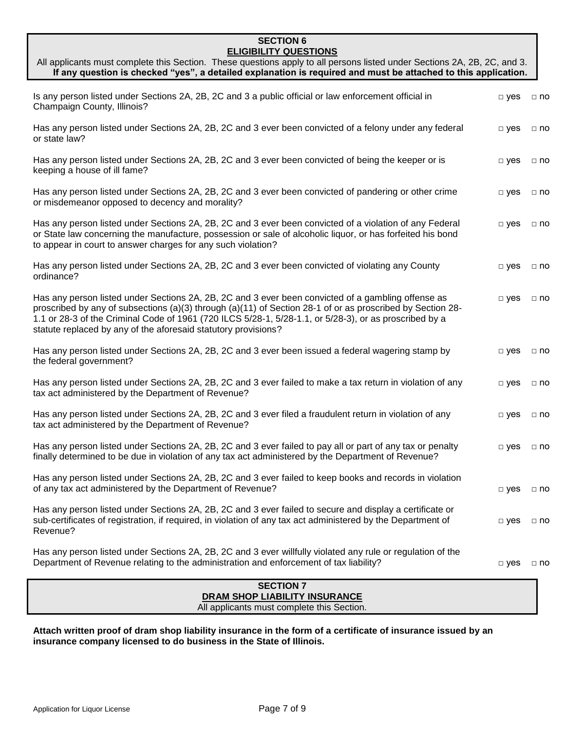## SECTION 6

## ELIGIBILITY QUESTIONS

All applicants must complete this Section. These questions apply to all persons listed under Sections 2A, 2B, 2C, and 3. **If any question is checked "yes", a detailed explanation is required and must be attached to this application.**

| Question | yes | no |
|---|---|---|
| Is any person listed under Sections 2A, 2B, 2C and 3 a public official or law enforcement official in Champaign County, Illinois? | □ yes | □ no |
| Has any person listed under Sections 2A, 2B, 2C and 3 ever been convicted of a felony under any federal or state law? | □ yes | □ no |
| Has any person listed under Sections 2A, 2B, 2C and 3 ever been convicted of being the keeper or is keeping a house of ill fame? | □ yes | □ no |
| Has any person listed under Sections 2A, 2B, 2C and 3 ever been convicted of pandering or other crime or misdemeanor opposed to decency and morality? | □ yes | □ no |
| Has any person listed under Sections 2A, 2B, 2C and 3 ever been convicted of a violation of any Federal or State law concerning the manufacture, possession or sale of alcoholic liquor, or has forfeited his bond to appear in court to answer charges for any such violation? | □ yes | □ no |
| Has any person listed under Sections 2A, 2B, 2C and 3 ever been convicted of violating any County ordinance? | □ yes | □ no |
| Has any person listed under Sections 2A, 2B, 2C and 3 ever been convicted of a gambling offense as proscribed by any of subsections (a)(3) through (a)(11) of Section 28-1 of or as proscribed by Section 28-1.1 or 28-3 of the Criminal Code of 1961 (720 ILCS 5/28-1, 5/28-1.1, or 5/28-3), or as proscribed by a statute replaced by any of the aforesaid statutory provisions? | □ yes | □ no |
| Has any person listed under Sections 2A, 2B, 2C and 3 ever been issued a federal wagering stamp by the federal government? | □ yes | □ no |
| Has any person listed under Sections 2A, 2B, 2C and 3 ever failed to make a tax return in violation of any tax act administered by the Department of Revenue? | □ yes | □ no |
| Has any person listed under Sections 2A, 2B, 2C and 3 ever filed a fraudulent return in violation of any tax act administered by the Department of Revenue? | □ yes | □ no |
| Has any person listed under Sections 2A, 2B, 2C and 3 ever failed to pay all or part of any tax or penalty finally determined to be due in violation of any tax act administered by the Department of Revenue? | □ yes | □ no |
| Has any person listed under Sections 2A, 2B, 2C and 3 ever failed to keep books and records in violation of any tax act administered by the Department of Revenue? | □ yes | □ no |
| Has any person listed under Sections 2A, 2B, 2C and 3 ever failed to secure and display a certificate or sub-certificates of registration, if required, in violation of any tax act administered by the Department of Revenue? | □ yes | □ no |
| Has any person listed under Sections 2A, 2B, 2C and 3 ever willfully violated any rule or regulation of the Department of Revenue relating to the administration and enforcement of tax liability? | □ yes | □ no |

## SECTION 7

## DRAM SHOP LIABILITY INSURANCE

All applicants must complete this Section.

**Attach written proof of dram shop liability insurance in the form of a certificate of insurance issued by an insurance company licensed to do business in the State of Illinois.**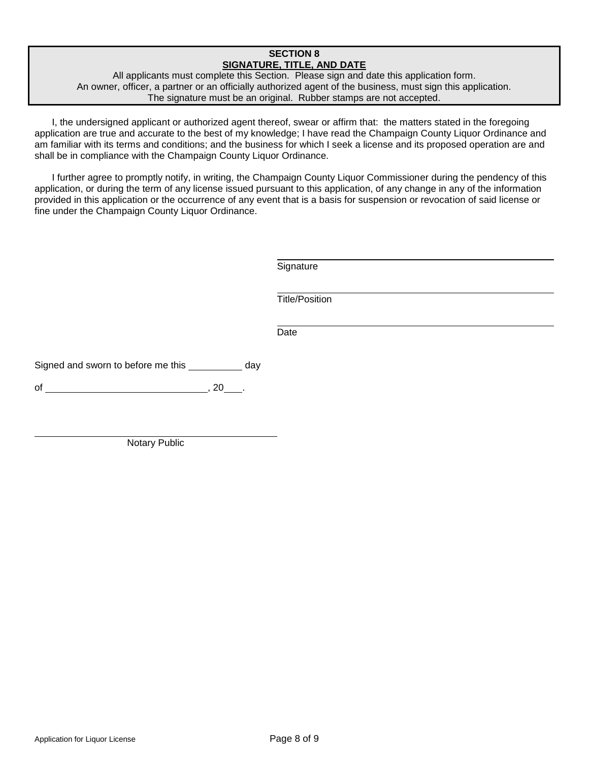## SECTION 8
## SIGNATURE, TITLE, AND DATE

All applicants must complete this Section. Please sign and date this application form.
An owner, officer, a partner or an officially authorized agent of the business, must sign this application.
The signature must be an original. Rubber stamps are not accepted.

I, the undersigned applicant or authorized agent thereof, swear or affirm that: the matters stated in the foregoing application are true and accurate to the best of my knowledge; I have read the Champaign County Liquor Ordinance and am familiar with its terms and conditions; and the business for which I seek a license and its proposed operation are and shall be in compliance with the Champaign County Liquor Ordinance.

I further agree to promptly notify, in writing, the Champaign County Liquor Commissioner during the pendency of this application, or during the term of any license issued pursuant to this application, of any change in any of the information provided in this application or the occurrence of any event that is a basis for suspension or revocation of said license or fine under the Champaign County Liquor Ordinance.

\_\_\_\_\_\_\_\_\_\_\_\_\_\_\_\_\_\_\_\_\_\_\_\_\_\_\_\_\_\_\_\_\_\_\_\_\_\_\_\_
Signature

\_\_\_\_\_\_\_\_\_\_\_\_\_\_\_\_\_\_\_\_\_\_\_\_\_\_\_\_\_\_\_\_\_\_\_\_\_\_\_\_
Title/Position

\_\_\_\_\_\_\_\_\_\_\_\_\_\_\_\_\_\_\_\_\_\_\_\_\_\_\_\_\_\_\_\_\_\_\_\_\_\_\_\_
Date

Signed and sworn to before me this \_\_\_\_\_\_\_\_\_\_ day

of \_\_\_\_\_\_\_\_\_\_\_\_\_\_\_\_\_\_\_\_\_\_\_\_\_\_\_\_\_\_, 20\_\_\_.

\_\_\_\_\_\_\_\_\_\_\_\_\_\_\_\_\_\_\_\_\_\_\_\_\_\_\_\_\_\_\_\_\_\_\_\_\_\_\_\_
Notary Public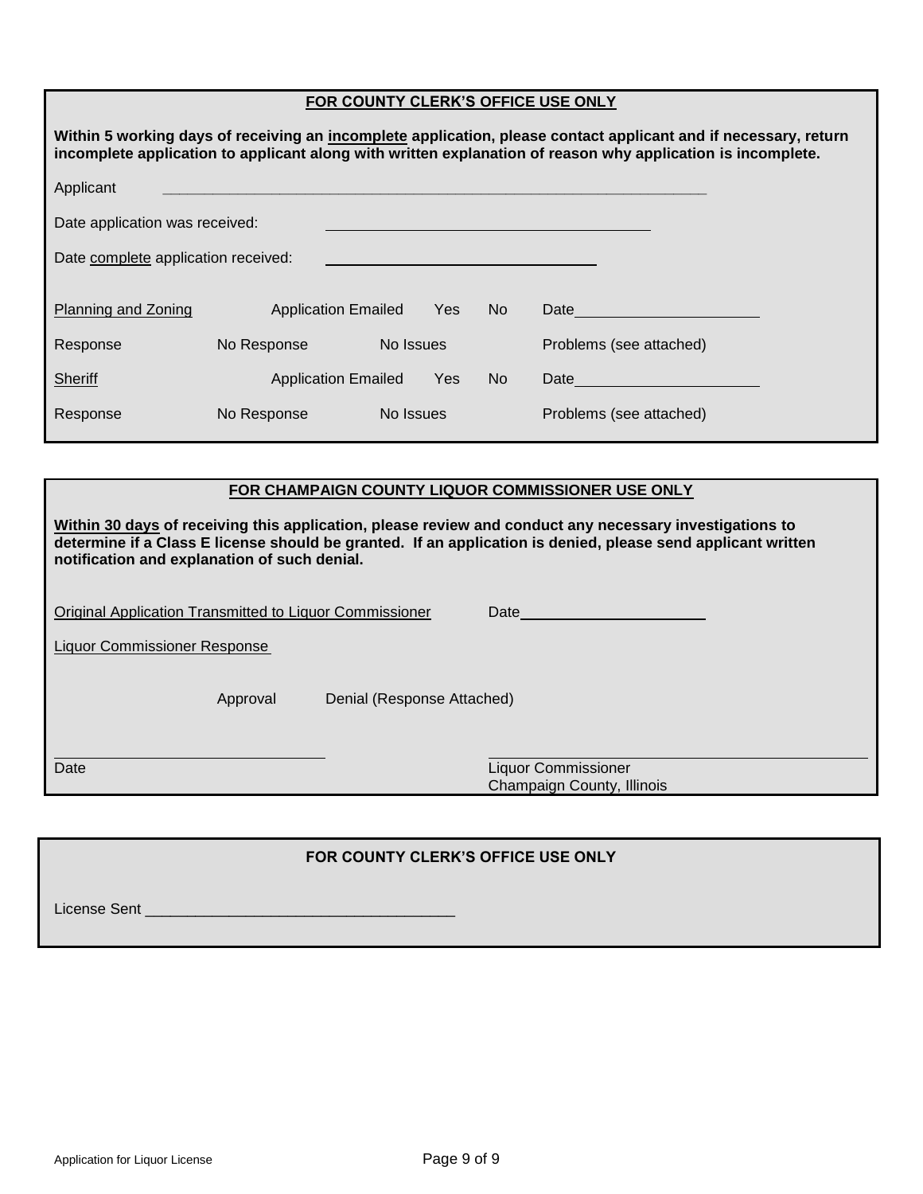**FOR COUNTY CLERK'S OFFICE USE ONLY**

**Within 5 working days of receiving an incomplete application, please contact applicant and if necessary, return incomplete application to applicant along with written explanation of reason why application is incomplete.**

Applicant \_\_\_\_\_\_\_\_\_\_\_\_\_\_\_\_\_\_\_\_\_\_\_\_\_\_\_\_\_\_\_\_\_\_\_\_\_\_\_\_\_\_\_\_\_\_\_\_\_\_\_\_\_\_\_\_\_\_\_\_\_\_

Date application was received: \_\_\_\_\_\_\_\_\_\_\_\_\_\_\_\_\_\_\_\_\_\_\_\_\_\_\_\_\_\_\_\_\_\_\_\_\_\_

Date complete application received: \_\_\_\_\_\_\_\_\_\_\_\_\_\_\_\_\_\_\_\_\_\_\_\_\_\_\_\_\_\_\_\_

| | | | | | |
|---|---|---|---|---|---|
| Planning and Zoning | | Application Emailed | Yes | No | Date\_\_\_\_\_\_\_\_\_\_\_\_\_\_\_\_\_\_\_\_\_ |
| Response | No Response | No Issues | | | Problems (see attached) |
| Sheriff | | Application Emailed | Yes | No | Date\_\_\_\_\_\_\_\_\_\_\_\_\_\_\_\_\_\_\_\_\_ |
| Response | No Response | No Issues | | | Problems (see attached) |

**FOR CHAMPAIGN COUNTY LIQUOR COMMISSIONER USE ONLY**

**Within 30 days of receiving this application, please review and conduct any necessary investigations to determine if a Class E license should be granted. If an application is denied, please send applicant written notification and explanation of such denial.**

Original Application Transmitted to Liquor Commissioner Date\_\_\_\_\_\_\_\_\_\_\_\_\_\_\_\_\_\_\_\_\_

Liquor Commissioner Response

Approval Denial (Response Attached)

\_\_\_\_\_\_\_\_\_\_\_\_\_\_\_\_\_\_\_\_\_\_\_\_\_\_\_\_\_\_ \_\_\_\_\_\_\_\_\_\_\_\_\_\_\_\_\_\_\_\_\_\_\_\_\_\_\_\_\_\_\_\_\_\_\_\_\_\_\_\_\_\_\_\_\_

Date

Liquor Commissioner
Champaign County, Illinois

**FOR COUNTY CLERK'S OFFICE USE ONLY**

License Sent \_\_\_\_\_\_\_\_\_\_\_\_\_\_\_\_\_\_\_\_\_\_\_\_\_\_\_\_\_\_\_\_\_\_\_\_